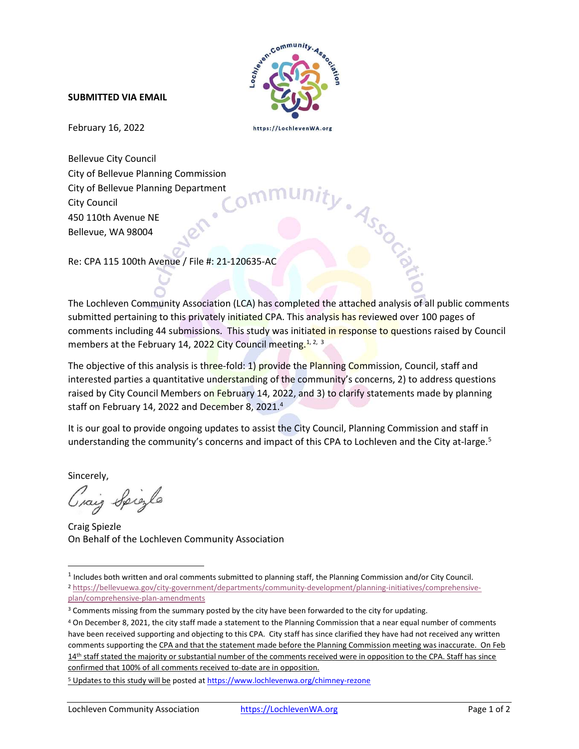**SUBMITTED VIA EMAIL**

February 16, 2022

Bellevue City Council
City of Bellevue Planning Commission
City of Bellevue Planning Department
City Council
450 110th Avenue NE
Bellevue, WA 98004

Re: CPA 115 100th Avenue / File #: 21-120635-AC

The Lochleven Community Association (LCA) has completed the attached analysis of all public comments submitted pertaining to this privately initiated CPA. This analysis has reviewed over 100 pages of comments including 44 submissions. This study was initiated in response to questions raised by Council members at the February 14, 2022 City Council meeting.[1, 2, 3]

The objective of this analysis is three-fold: 1) provide the Planning Commission, Council, staff and interested parties a quantitative understanding of the community's concerns, 2) to address questions raised by City Council Members on February 14, 2022, and 3) to clarify statements made by planning staff on February 14, 2022 and December 8, 2021.[4]

It is our goal to provide ongoing updates to assist the City Council, Planning Commission and staff in understanding the community's concerns and impact of this CPA to Lochleven and the City at-large.[5]

Sincerely,

Craig Spiezle
On Behalf of the Lochleven Community Association

---

[1] Includes both written and oral comments submitted to planning staff, the Planning Commission and/or City Council.

[2] https://bellevuewa.gov/city-government/departments/community-development/planning-initiatives/comprehensive-plan/comprehensive-plan-amendments

[3] Comments missing from the summary posted by the city have been forwarded to the city for updating.

[4] On December 8, 2021, the city staff made a statement to the Planning Commission that a near equal number of comments have been received supporting and objecting to this CPA. City staff has since clarified they have had not received any written comments supporting the CPA and that the statement made before the Planning Commission meeting was inaccurate. On Feb 14th staff stated the majority or substantial number of the comments received were in opposition to the CPA. Staff has since confirmed that 100% of all comments received to-date are in opposition.

[5] Updates to this study will be posted at https://www.lochlevenwa.org/chimney-rezone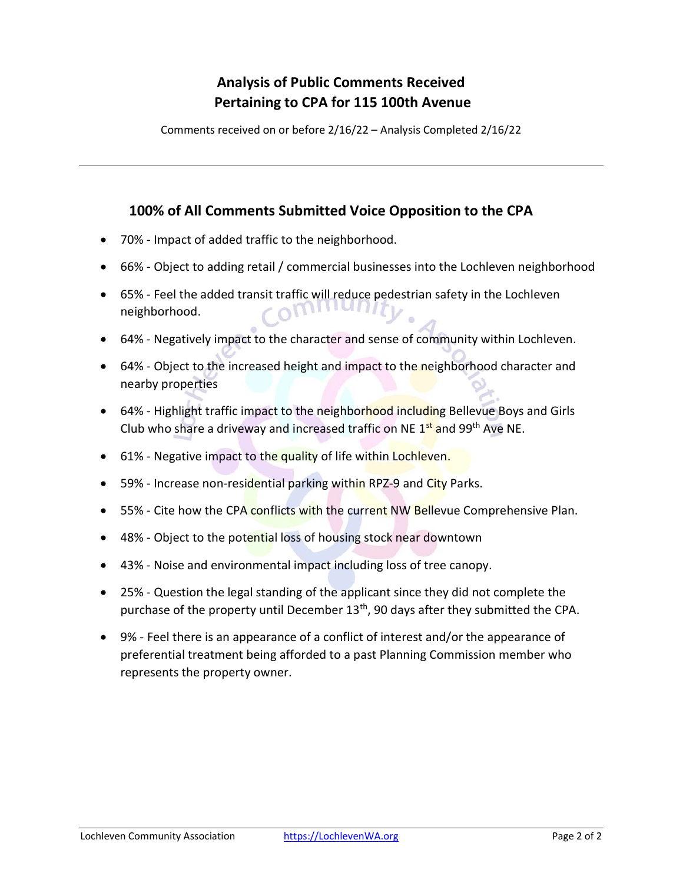# Analysis of Public Comments Received Pertaining to CPA for 115 100th Avenue

Comments received on or before 2/16/22 – Analysis Completed 2/16/22

---

## 100% of All Comments Submitted Voice Opposition to the CPA

- 70% - Impact of added traffic to the neighborhood.
- 66% - Object to adding retail / commercial businesses into the Lochleven neighborhood
- 65% - Feel the added transit traffic will reduce pedestrian safety in the Lochleven neighborhood.
- 64% - Negatively impact to the character and sense of community within Lochleven.
- 64% - Object to the increased height and impact to the neighborhood character and nearby properties
- 64% - Highlight traffic impact to the neighborhood including Bellevue Boys and Girls Club who share a driveway and increased traffic on NE 1st and 99th Ave NE.
- 61% - Negative impact to the quality of life within Lochleven.
- 59% - Increase non-residential parking within RPZ-9 and City Parks.
- 55% - Cite how the CPA conflicts with the current NW Bellevue Comprehensive Plan.
- 48% - Object to the potential loss of housing stock near downtown
- 43% - Noise and environmental impact including loss of tree canopy.
- 25% - Question the legal standing of the applicant since they did not complete the purchase of the property until December 13th, 90 days after they submitted the CPA.
- 9% - Feel there is an appearance of a conflict of interest and/or the appearance of preferential treatment being afforded to a past Planning Commission member who represents the property owner.